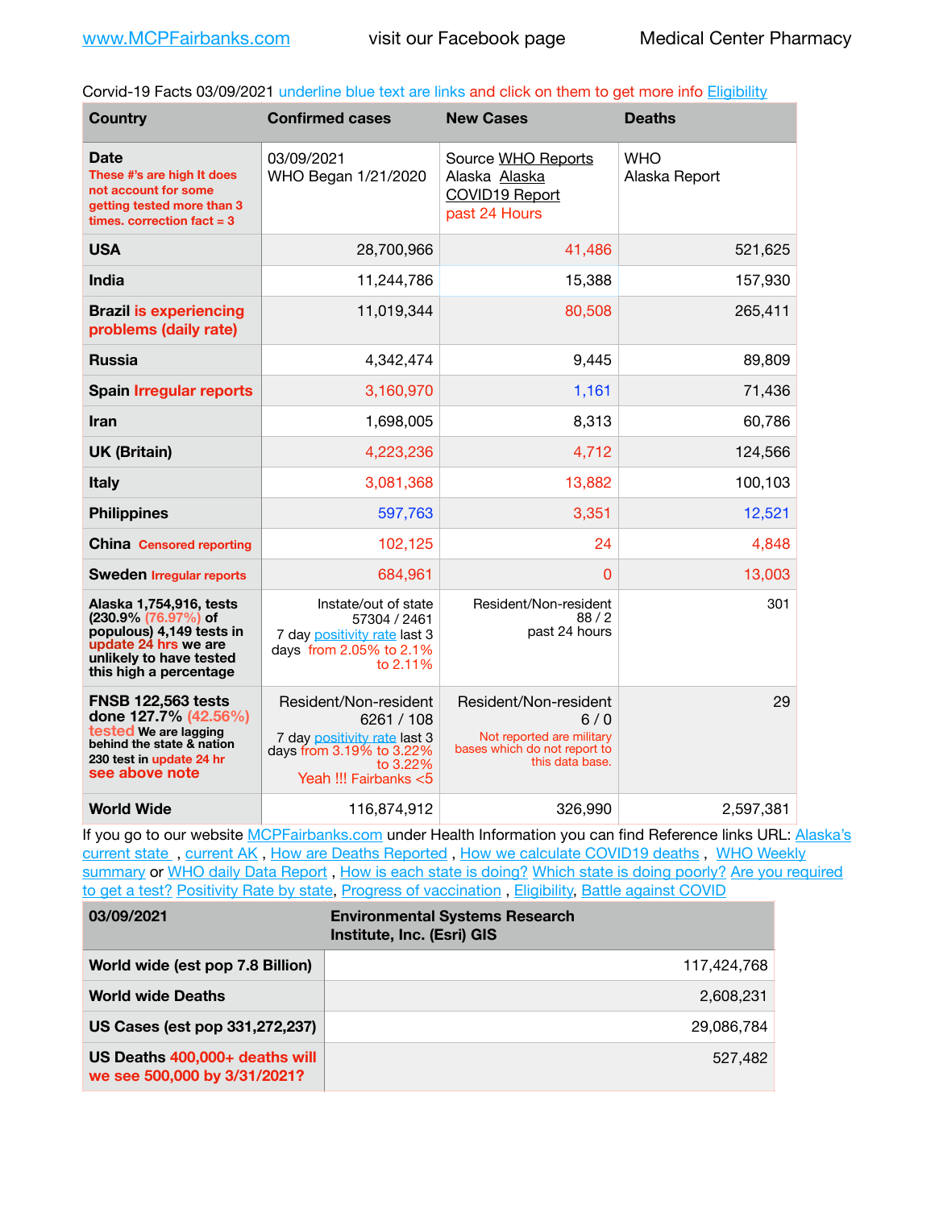www.MCPFairbanks.com visit our Facebook page Medical Center Pharmacy

Corvid-19 Facts 03/09/2021 underline blue text are links and click on them to get more info Eligibility

| Country | Confirmed cases | New Cases | Deaths |
|---|---|---|---|
| **Date** These #'s are high It does not account for some getting tested more than 3 times. correction fact = 3 | 03/09/2021 WHO Began 1/21/2020 | Source WHO Reports Alaska Alaska COVID19 Report past 24 Hours | WHO Alaska Report |
| **USA** | 28,700,966 | 41,486 | 521,625 |
| **India** | 11,244,786 | 15,388 | 157,930 |
| **Brazil** is experiencing problems (daily rate) | 11,019,344 | 80,508 | 265,411 |
| **Russia** | 4,342,474 | 9,445 | 89,809 |
| **Spain** Irregular reports | 3,160,970 | 1,161 | 71,436 |
| **Iran** | 1,698,005 | 8,313 | 60,786 |
| **UK (Britain)** | 4,223,236 | 4,712 | 124,566 |
| **Italy** | 3,081,368 | 13,882 | 100,103 |
| **Philippines** | 597,763 | 3,351 | 12,521 |
| **China** Censored reporting | 102,125 | 24 | 4,848 |
| **Sweden** Irregular reports | 684,961 | 0 | 13,003 |
| **Alaska 1,754,916, tests (230.9% (76.97%) of populous) 4,149 tests in update 24 hrs we are unlikely to have tested this high a percentage** | Instate/out of state 57304 / 2461 7 day positivity rate last 3 days from 2.05% to 2.1% to 2.11% | Resident/Non-resident 88 / 2 past 24 hours | 301 |
| **FNSB 122,563 tests done 127.7% (42.56%) tested We are lagging behind the state & nation 230 test in update 24 hr see above note** | Resident/Non-resident 6261 / 108 7 day positivity rate last 3 days from 3.19% to 3.22% to 3.22% Yeah !!! Fairbanks <5 | Resident/Non-resident 6 / 0 Not reported are military bases which do not report to this data base. | 29 |
| **World Wide** | 116,874,912 | 326,990 | 2,597,381 |

If you go to our website MCPFairbanks.com under Health Information you can find Reference links URL: Alaska's current state , current AK , How are Deaths Reported , How we calculate COVID19 deaths , WHO Weekly summary or WHO daily Data Report , How is each state is doing? Which state is doing poorly? Are you required to get a test? Positivity Rate by state, Progress of vaccination , Eligibility, Battle against COVID

| 03/09/2021 | Environmental Systems Research Institute, Inc. (Esri) GIS |
|---|---|
| **World wide (est pop 7.8 Billion)** | 117,424,768 |
| **World wide Deaths** | 2,608,231 |
| **US Cases (est pop 331,272,237)** | 29,086,784 |
| **US Deaths** 400,000+ deaths will we see 500,000 by 3/31/2021? | 527,482 |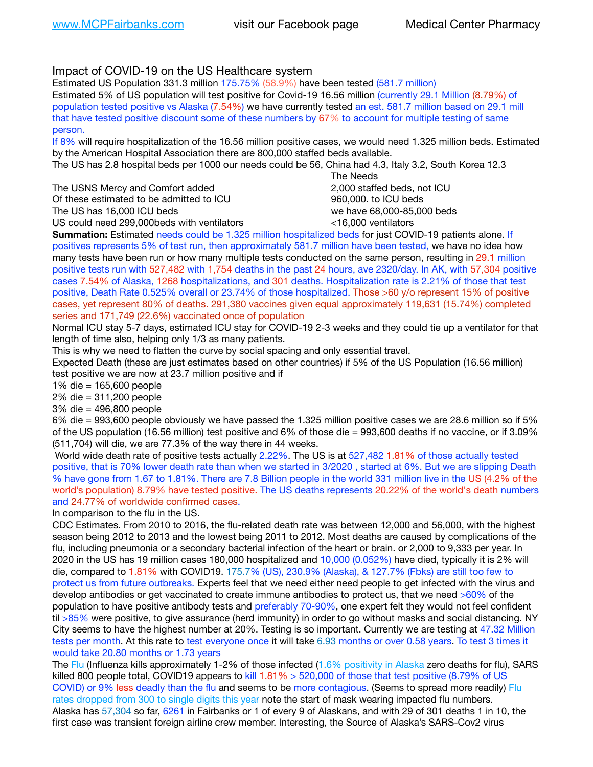Impact of COVID-19 on the US Healthcare system

Estimated US Population 331.3 million 175.75% (58.9%) have been tested (581.7 million)

Estimated 5% of US population will test positive for Covid-19 16.56 million (currently 29.1 Million (8.79%) of population tested positive vs Alaska (7.54%) we have currently tested an est. 581.7 million based on 29.1 mill that have tested positive discount some of these numbers by 67% to account for multiple testing of same person.

If 8% will require hospitalization of the 16.56 million positive cases, we would need 1.325 million beds. Estimated by the American Hospital Association there are 800,000 staffed beds available.

The US has 2.8 hospital beds per 1000 our needs could be 56, China had 4.3, Italy 3.2, South Korea 12.3

| | The Needs |
|---|---|
| The USNS Mercy and Comfort added | 2,000 staffed beds, not ICU |
| Of these estimated to be admitted to ICU | 960,000. to ICU beds |
| The US has 16,000 ICU beds | we have 68,000-85,000 beds |
| US could need 299,000beds with ventilators | <16,000 ventilators |

**Summation:** Estimated needs could be 1.325 million hospitalized beds for just COVID-19 patients alone. If positives represents 5% of test run, then approximately 581.7 million have been tested, we have no idea how many tests have been run or how many multiple tests conducted on the same person, resulting in 29.1 million positive tests run with 527,482 with 1,754 deaths in the past 24 hours, ave 2320/day. In AK, with 57,304 positive cases 7.54% of Alaska, 1268 hospitalizations, and 301 deaths. Hospitalization rate is 2.21% of those that test positive, Death Rate 0.525% overall or 23.74% of those hospitalized. Those >60 y/o represent 15% of positive cases, yet represent 80% of deaths. 291,380 vaccines given equal approximately 119,631 (15.74%) completed series and 171,749 (22.6%) vaccinated once of population

Normal ICU stay 5-7 days, estimated ICU stay for COVID-19 2-3 weeks and they could tie up a ventilator for that length of time also, helping only 1/3 as many patients.

This is why we need to flatten the curve by social spacing and only essential travel.

Expected Death (these are just estimates based on other countries) if 5% of the US Population (16.56 million) test positive we are now at 23.7 million positive and if

1% die = 165,600 people

2% die = 311,200 people

3% die = 496,800 people

6% die = 993,600 people obviously we have passed the 1.325 million positive cases we are 28.6 million so if 5% of the US population (16.56 million) test positive and 6% of those die = 993,600 deaths if no vaccine, or if 3.09% (511,704) will die, we are 77.3% of the way there in 44 weeks.

World wide death rate of positive tests actually 2.22%. The US is at 527,482 1.81% of those actually tested positive, that is 70% lower death rate than when we started in 3/2020 , started at 6%. But we are slipping Death % have gone from 1.67 to 1.81%. There are 7.8 Billion people in the world 331 million live in the US (4.2% of the world's population) 8.79% have tested positive. The US deaths represents 20.22% of the world's death numbers and 24.77% of worldwide confirmed cases.

In comparison to the flu in the US.

CDC Estimates. From 2010 to 2016, the flu-related death rate was between 12,000 and 56,000, with the highest season being 2012 to 2013 and the lowest being 2011 to 2012. Most deaths are caused by complications of the flu, including pneumonia or a secondary bacterial infection of the heart or brain. or 2,000 to 9,333 per year. In 2020 in the US has 19 million cases 180,000 hospitalized and 10,000 (0.052%) have died, typically it is 2% will die, compared to 1.81% with COVID19. 175.7% (US), 230.9% (Alaska), & 127.7% (Fbks) are still too few to protect us from future outbreaks. Experts feel that we need either need people to get infected with the virus and develop antibodies or get vaccinated to create immune antibodies to protect us, that we need >60% of the population to have positive antibody tests and preferably 70-90%, one expert felt they would not feel confident til >85% were positive, to give assurance (herd immunity) in order to go without masks and social distancing. NY City seems to have the highest number at 20%. Testing is so important. Currently we are testing at 47.32 Million tests per month. At this rate to test everyone once it will take 6.93 months or over 0.58 years. To test 3 times it would take 20.80 months or 1.73 years

The Flu (Influenza kills approximately 1-2% of those infected (1.6% positivity in Alaska zero deaths for flu), SARS killed 800 people total, COVID19 appears to kill 1.81% > 520,000 of those that test positive (8.79% of US COVID) or 9% less deadly than the flu and seems to be more contagious. (Seems to spread more readily) Flu rates dropped from 300 to single digits this year note the start of mask wearing impacted flu numbers.

Alaska has 57,304 so far, 6261 in Fairbanks or 1 of every 9 of Alaskans, and with 29 of 301 deaths 1 in 10, the first case was transient foreign airline crew member. Interesting, the Source of Alaska's SARS-Cov2 virus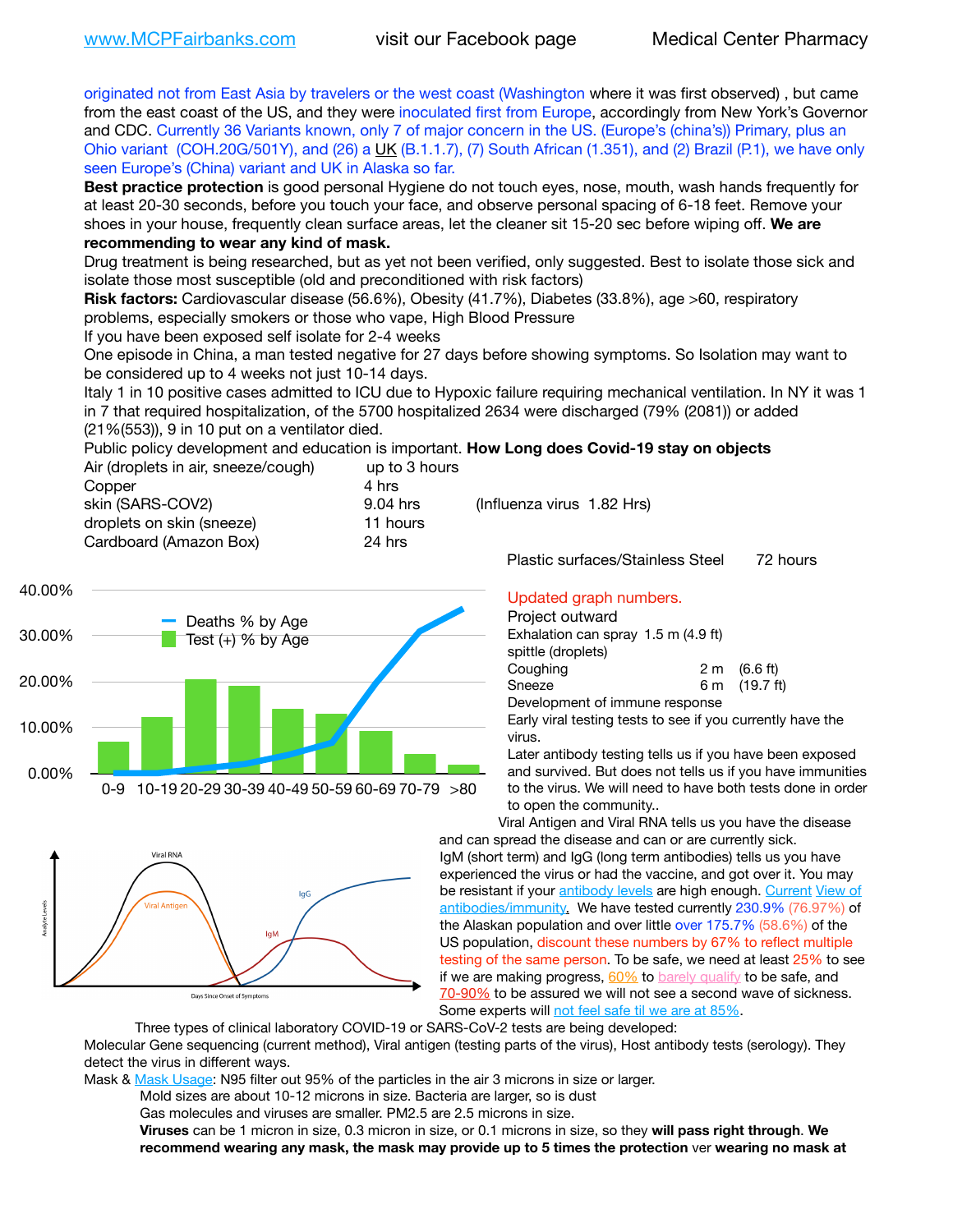originated not from East Asia by travelers or the west coast (Washington where it was first observed) , but came from the east coast of the US, and they were inoculated first from Europe, accordingly from New York's Governor and CDC. Currently 36 Variants known, only 7 of major concern in the US. (Europe's (china's)) Primary, plus an Ohio variant (COH.20G/501Y), and (26) a UK (B.1.1.7), (7) South African (1.351), and (2) Brazil (P.1), we have only seen Europe's (China) variant and UK in Alaska so far.

**Best practice protection** is good personal Hygiene do not touch eyes, nose, mouth, wash hands frequently for at least 20-30 seconds, before you touch your face, and observe personal spacing of 6-18 feet. Remove your shoes in your house, frequently clean surface areas, let the cleaner sit 15-20 sec before wiping off. **We are recommending to wear any kind of mask.**

Drug treatment is being researched, but as yet not been verified, only suggested. Best to isolate those sick and isolate those most susceptible (old and preconditioned with risk factors)

**Risk factors:** Cardiovascular disease (56.6%), Obesity (41.7%), Diabetes (33.8%), age >60, respiratory problems, especially smokers or those who vape, High Blood Pressure

If you have been exposed self isolate for 2-4 weeks

One episode in China, a man tested negative for 27 days before showing symptoms. So Isolation may want to be considered up to 4 weeks not just 10-14 days.

Italy 1 in 10 positive cases admitted to ICU due to Hypoxic failure requiring mechanical ventilation. In NY it was 1 in 7 that required hospitalization, of the 5700 hospitalized 2634 were discharged (79% (2081)) or added (21%(553)), 9 in 10 put on a ventilator died.

Public policy development and education is important. **How Long does Covid-19 stay on objects**

| | | |
|---|---|---|
| Air (droplets in air, sneeze/cough) | up to 3 hours | |
| Copper | 4 hrs | |
| skin (SARS-COV2) | 9.04 hrs | (Influenza virus 1.82 Hrs) |
| droplets on skin (sneeze) | 11 hours | |
| Cardboard (Amazon Box) | 24 hrs | |
| Plastic surfaces/Stainless Steel | 72 hours | |

Updated graph numbers.

Project outward

| | | |
|---|---|---|
| Exhalation can spray | 1.5 m | (4.9 ft) |
| spittle (droplets) | | |
| Coughing | 2 m | (6.6 ft) |
| Sneeze | 6 m | (19.7 ft) |

Development of immune response

Early viral testing tests to see if you currently have the virus.

Later antibody testing tells us if you have been exposed and survived. But does not tells us if you have immunities to the virus. We will need to have both tests done in order to open the community..

Viral Antigen and Viral RNA tells us you have the disease and can spread the disease and can or are currently sick. IgM (short term) and IgG (long term antibodies) tells us you have experienced the virus or had the vaccine, and got over it. You may be resistant if your antibody levels are high enough. Current View of antibodies/immunity. We have tested currently 230.9% (76.97%) of the Alaskan population and over little over 175.7% (58.6%) of the US population, discount these numbers by 67% to reflect multiple testing of the same person. To be safe, we need at least 25% to see if we are making progress, 60% to barely qualify to be safe, and 70-90% to be assured we will not see a second wave of sickness. Some experts will not feel safe til we are at 85%.

Three types of clinical laboratory COVID-19 or SARS-CoV-2 tests are being developed:

Molecular Gene sequencing (current method), Viral antigen (testing parts of the virus), Host antibody tests (serology). They detect the virus in different ways.

Mask & Mask Usage: N95 filter out 95% of the particles in the air 3 microns in size or larger.

Mold sizes are about 10-12 microns in size. Bacteria are larger, so is dust

Gas molecules and viruses are smaller. PM2.5 are 2.5 microns in size.

**Viruses** can be 1 micron in size, 0.3 micron in size, or 0.1 microns in size, so they **will pass right through**. **We recommend wearing any mask, the mask may provide up to 5 times the protection** ver **wearing no mask at**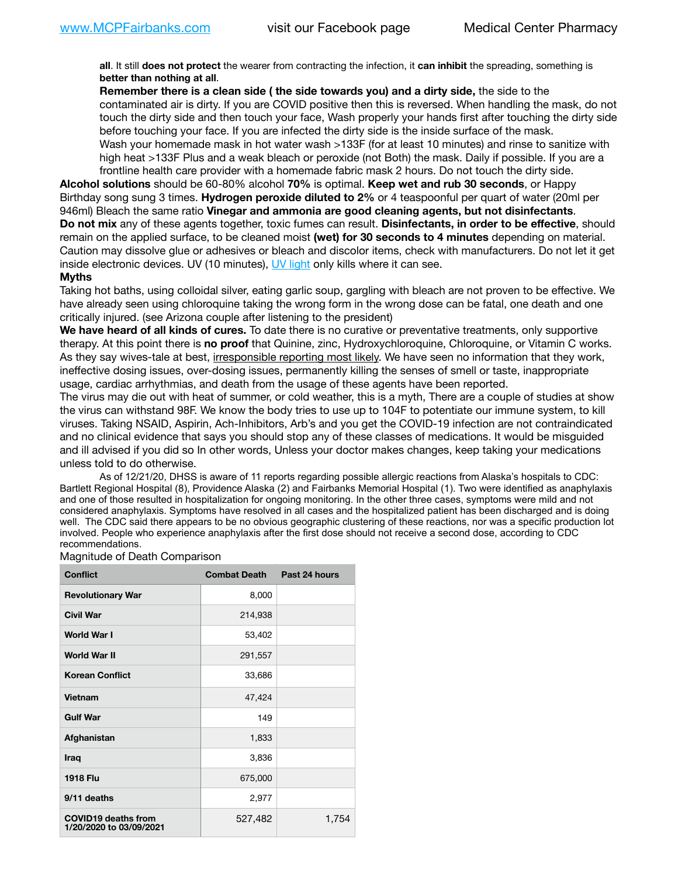**all**. It still **does not protect** the wearer from contracting the infection, it **can inhibit** the spreading, something is **better than nothing at all**.

**Remember there is a clean side ( the side towards you) and a dirty side,** the side to the contaminated air is dirty. If you are COVID positive then this is reversed. When handling the mask, do not touch the dirty side and then touch your face, Wash properly your hands first after touching the dirty side before touching your face. If you are infected the dirty side is the inside surface of the mask.

Wash your homemade mask in hot water wash >133F (for at least 10 minutes) and rinse to sanitize with high heat >133F Plus and a weak bleach or peroxide (not Both) the mask. Daily if possible. If you are a frontline health care provider with a homemade fabric mask 2 hours. Do not touch the dirty side.

**Alcohol solutions** should be 60-80% alcohol **70%** is optimal. **Keep wet and rub 30 seconds**, or Happy Birthday song sung 3 times. **Hydrogen peroxide diluted to 2%** or 4 teaspoonful per quart of water (20ml per 946ml) Bleach the same ratio **Vinegar and ammonia are good cleaning agents, but not disinfectants**. **Do not mix** any of these agents together, toxic fumes can result. **Disinfectants, in order to be effective**, should remain on the applied surface, to be cleaned moist **(wet) for 30 seconds to 4 minutes** depending on material. Caution may dissolve glue or adhesives or bleach and discolor items, check with manufacturers. Do not let it get inside electronic devices. UV (10 minutes), UV light only kills where it can see.

**Myths**

Taking hot baths, using colloidal silver, eating garlic soup, gargling with bleach are not proven to be effective. We have already seen using chloroquine taking the wrong form in the wrong dose can be fatal, one death and one critically injured. (see Arizona couple after listening to the president)

**We have heard of all kinds of cures.** To date there is no curative or preventative treatments, only supportive therapy. At this point there is **no proof** that Quinine, zinc, Hydroxychloroquine, Chloroquine, or Vitamin C works. As they say wives-tale at best, irresponsible reporting most likely. We have seen no information that they work, ineffective dosing issues, over-dosing issues, permanently killing the senses of smell or taste, inappropriate usage, cardiac arrhythmias, and death from the usage of these agents have been reported.

The virus may die out with heat of summer, or cold weather, this is a myth, There are a couple of studies at show the virus can withstand 98F. We know the body tries to use up to 104F to potentiate our immune system, to kill viruses. Taking NSAID, Aspirin, Ach-Inhibitors, Arb's and you get the COVID-19 infection are not contraindicated and no clinical evidence that says you should stop any of these classes of medications. It would be misguided and ill advised if you did so In other words, Unless your doctor makes changes, keep taking your medications unless told to do otherwise.

As of 12/21/20, DHSS is aware of 11 reports regarding possible allergic reactions from Alaska's hospitals to CDC: Bartlett Regional Hospital (8), Providence Alaska (2) and Fairbanks Memorial Hospital (1). Two were identified as anaphylaxis and one of those resulted in hospitalization for ongoing monitoring. In the other three cases, symptoms were mild and not considered anaphylaxis. Symptoms have resolved in all cases and the hospitalized patient has been discharged and is doing well. The CDC said there appears to be no obvious geographic clustering of these reactions, nor was a specific production lot involved. People who experience anaphylaxis after the first dose should not receive a second dose, according to CDC recommendations.

Magnitude of Death Comparison

| Conflict | Combat Death | Past 24 hours |
|---|---|---|
| Revolutionary War | 8,000 | |
| Civil War | 214,938 | |
| World War I | 53,402 | |
| World War II | 291,557 | |
| Korean Conflict | 33,686 | |
| Vietnam | 47,424 | |
| Gulf War | 149 | |
| Afghanistan | 1,833 | |
| Iraq | 3,836 | |
| 1918 Flu | 675,000 | |
| 9/11 deaths | 2,977 | |
| COVID19 deaths from 1/20/2020 to 03/09/2021 | 527,482 | 1,754 |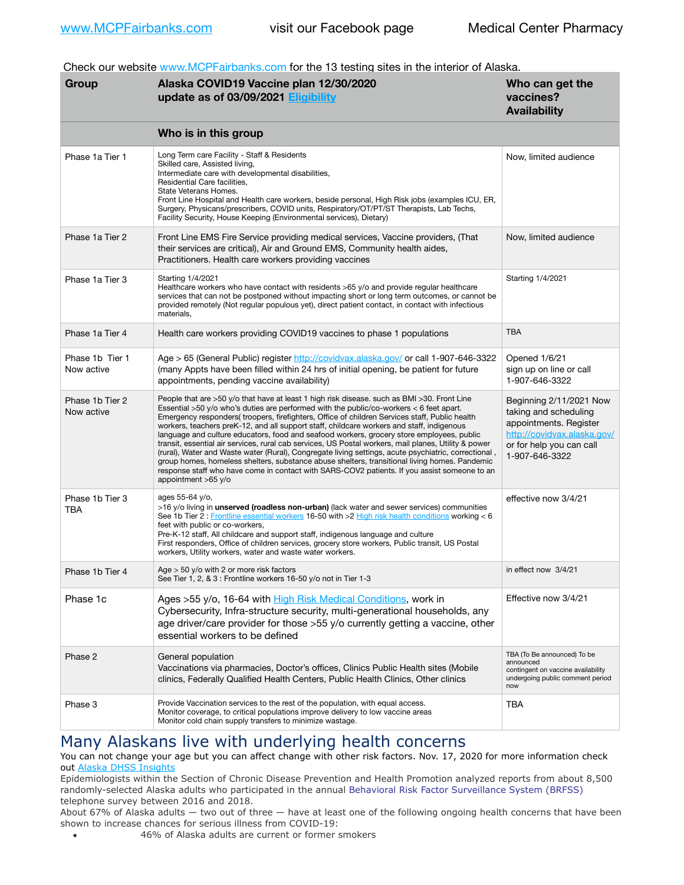Check our website www.MCPFairbanks.com for the 13 testing sites in the interior of Alaska.

| Group | Alaska COVID19 Vaccine plan 12/30/2020 update as of 03/09/2021 [Eligibility](#) | Who can get the vaccines? Availability |
|---|---|---|
| | **Who is in this group** | |
| Phase 1a Tier 1 | Long Term care Facility - Staff & Residents<br>Skilled care, Assisted living,<br>Intermediate care with developmental disabilities,<br>Residential Care facilities,<br>State Veterans Homes.<br>Front Line Hospital and Health care workers, beside personal, High Risk jobs (examples ICU, ER, Surgery, Physicans/prescribers, COVID units, Respiratory/OT/PT/ST Therapists, Lab Techs, Facility Security, House Keeping (Environmental services), Dietary) | Now, limited audience |
| Phase 1a Tier 2 | Front Line EMS Fire Service providing medical services, Vaccine providers, (That their services are critical), Air and Ground EMS, Community health aides, Practitioners. Health care workers providing vaccines | Now, limited audience |
| Phase 1a Tier 3 | Starting 1/4/2021<br>Healthcare workers who have contact with residents >65 y/o and provide regular healthcare services that can not be postponed without impacting short or long term outcomes, or cannot be provided remotely (Not regular populous yet), direct patient contact, in contact with infectious materials, | Starting 1/4/2021 |
| Phase 1a Tier 4 | Health care workers providing COVID19 vaccines to phase 1 populations | TBA |
| Phase 1b Tier 1<br>Now active | Age > 65 (General Public) register http://covidvax.alaska.gov/ or call 1-907-646-3322 (many Appts have been filled within 24 hrs of initial opening, be patient for future appointments, pending vaccine availability) | Opened 1/6/21<br>sign up on line or call 1-907-646-3322 |
| Phase 1b Tier 2<br>Now active | People that are >50 y/o that have at least 1 high risk disease. such as BMI >30. Front Line Essential >50 y/o who's duties are performed with the public/co-workers < 6 feet apart. Emergency responders( troopers, firefighters, Office of children Services staff, Public health workers, teachers preK-12, and all support staff, childcare workers and staff, indigenous language and culture educators, food and seafood workers, grocery store employees, public transit, essential air services, rural cab services, US Postal workers, mail planes, Utility & power (rural), Water and Waste water (Rural), Congregate living settings, acute psychiatric, correctional , group homes, homeless shelters, substance abuse shelters, transitional living homes. Pandemic response staff who have come in contact with SARS-COV2 patients. If you assist someone to an appointment >65 y/o | Beginning 2/11/2021 Now taking and scheduling appointments. Register http://covidvax.alaska.gov/ or for help you can call 1-907-646-3322 |
| Phase 1b Tier 3<br>TBA | ages 55-64 y/o,<br>>16 y/o living in **unserved (roadless non-urban)** (lack water and sewer services) communities<br>See 1b Tier 2 : [Frontline essential workers](#) 16-50 with >2 [High risk health conditions](#) working < 6 feet with public or co-workers,<br>Pre-K-12 staff, All childcare and support staff, indigenous language and culture<br>First responders, Office of children services, grocery store workers, Public transit, US Postal workers, Utility workers, water and waste water workers. | effective now 3/4/21 |
| Phase 1b Tier 4 | Age > 50 y/o with 2 or more risk factors<br>See Tier 1, 2, & 3 : Frontline workers 16-50 y/o not in Tier 1-3 | in effect now 3/4/21 |
| Phase 1c | Ages >55 y/o, 16-64 with [High Risk Medical Conditions](#), work in Cybersecurity, Infra-structure security, multi-generational households, any age driver/care provider for those >55 y/o currently getting a vaccine, other essential workers to be defined | Effective now 3/4/21 |
| Phase 2 | General population<br>Vaccinations via pharmacies, Doctor's offices, Clinics Public Health sites (Mobile clinics, Federally Qualified Health Centers, Public Health Clinics, Other clinics | TBA (To Be announced) To be announced contingent on vaccine availability undergoing public comment period now |
| Phase 3 | Provide Vaccination services to the rest of the population, with equal access.<br>Monitor coverage, to critical populations improve delivery to low vaccine areas<br>Monitor cold chain supply transfers to minimize wastage. | TBA |

# Many Alaskans live with underlying health concerns

You can not change your age but you can affect change with other risk factors. Nov. 17, 2020 for more information check out [Alaska DHSS Insights](#)

Epidemiologists within the Section of Chronic Disease Prevention and Health Promotion analyzed reports from about 8,500 randomly-selected Alaska adults who participated in the annual Behavioral Risk Factor Surveillance System (BRFSS) telephone survey between 2016 and 2018.

About 67% of Alaska adults — two out of three — have at least one of the following ongoing health concerns that have been shown to increase chances for serious illness from COVID-19:

- 46% of Alaska adults are current or former smokers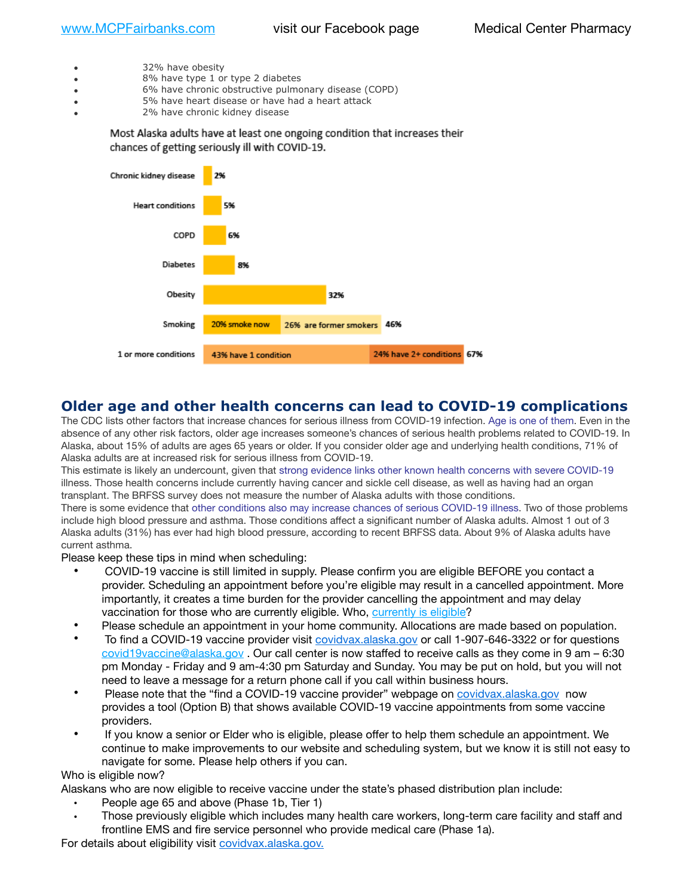- 32% have obesity
- 8% have type 1 or type 2 diabetes
- 6% have chronic obstructive pulmonary disease (COPD)
- 5% have heart disease or have had a heart attack
- 2% have chronic kidney disease

Most Alaska adults have at least one ongoing condition that increases their chances of getting seriously ill with COVID-19.

Chronic kidney disease 2%

Heart conditions 5%

COPD 6%

Diabetes 8%

Obesity 32%

Smoking 20% smoke now 26% are former smokers 46%

1 or more conditions 43% have 1 condition 24% have 2+ conditions 67%

## Older age and other health concerns can lead to COVID-19 complications

The CDC lists other factors that increase chances for serious illness from COVID-19 infection. Age is one of them. Even in the absence of any other risk factors, older age increases someone's chances of serious health problems related to COVID-19. In Alaska, about 15% of adults are ages 65 years or older. If you consider older age and underlying health conditions, 71% of Alaska adults are at increased risk for serious illness from COVID-19.

This estimate is likely an undercount, given that strong evidence links other known health concerns with severe COVID-19 illness. Those health concerns include currently having cancer and sickle cell disease, as well as having had an organ transplant. The BRFSS survey does not measure the number of Alaska adults with those conditions.

There is some evidence that other conditions also may increase chances of serious COVID-19 illness. Two of those problems include high blood pressure and asthma. Those conditions affect a significant number of Alaska adults. Almost 1 out of 3 Alaska adults (31%) has ever had high blood pressure, according to recent BRFSS data. About 9% of Alaska adults have current asthma.

Please keep these tips in mind when scheduling:

- COVID-19 vaccine is still limited in supply. Please confirm you are eligible BEFORE you contact a provider. Scheduling an appointment before you're eligible may result in a cancelled appointment. More importantly, it creates a time burden for the provider cancelling the appointment and may delay vaccination for those who are currently eligible. Who, currently is eligible?
- Please schedule an appointment in your home community. Allocations are made based on population.
- To find a COVID-19 vaccine provider visit covidvax.alaska.gov or call 1-907-646-3322 or for questions covid19vaccine@alaska.gov . Our call center is now staffed to receive calls as they come in 9 am – 6:30 pm Monday - Friday and 9 am-4:30 pm Saturday and Sunday. You may be put on hold, but you will not need to leave a message for a return phone call if you call within business hours.
- Please note that the "find a COVID-19 vaccine provider" webpage on covidvax.alaska.gov now provides a tool (Option B) that shows available COVID-19 vaccine appointments from some vaccine providers.
- If you know a senior or Elder who is eligible, please offer to help them schedule an appointment. We continue to make improvements to our website and scheduling system, but we know it is still not easy to navigate for some. Please help others if you can.

Who is eligible now?

Alaskans who are now eligible to receive vaccine under the state's phased distribution plan include:

- People age 65 and above (Phase 1b, Tier 1)
- Those previously eligible which includes many health care workers, long-term care facility and staff and frontline EMS and fire service personnel who provide medical care (Phase 1a).

For details about eligibility visit covidvax.alaska.gov.